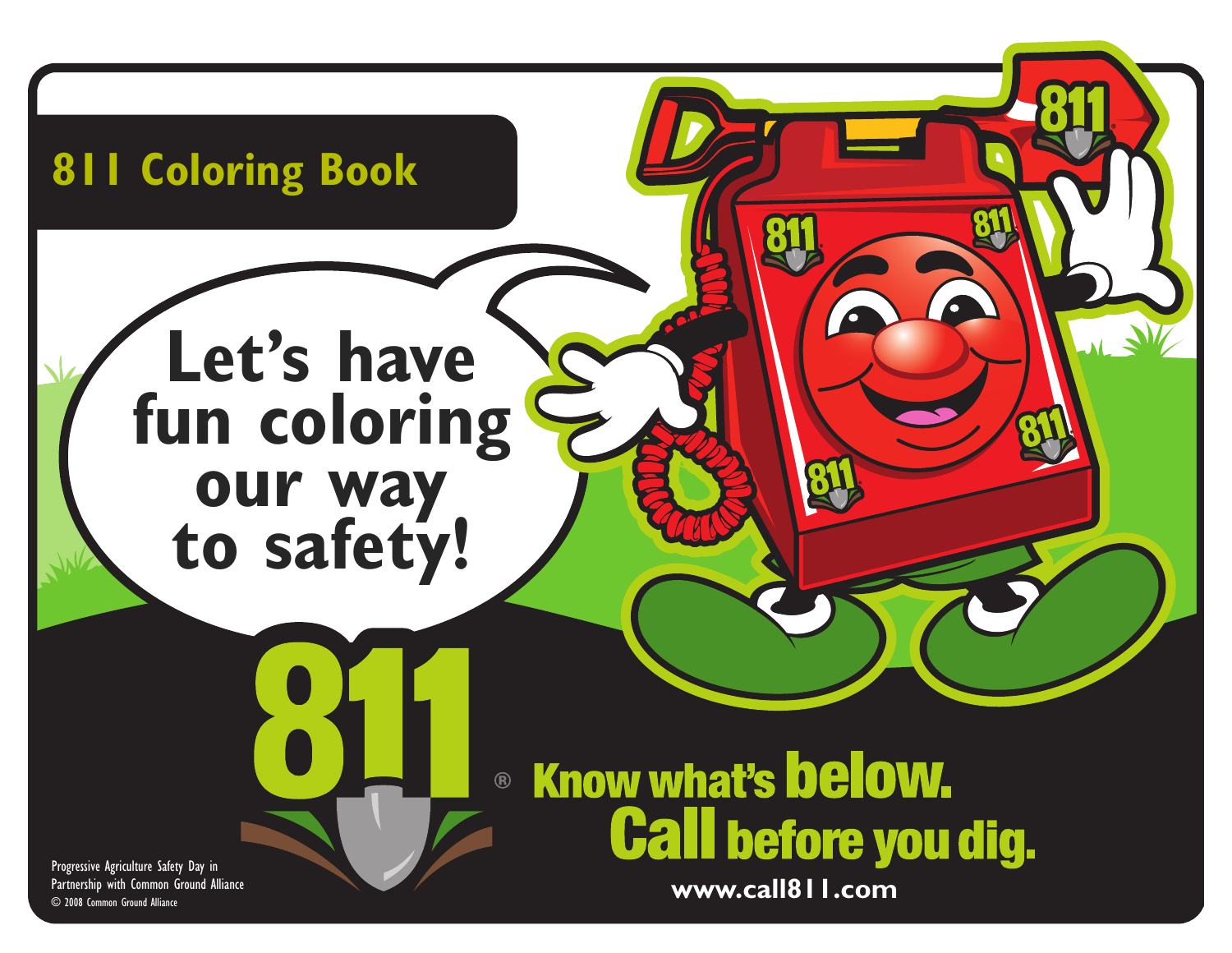# 811 Coloring Book

Let's have fun coloring our way to safety!

811®

**Know what's below. Call before you dig.**

www.call811.com

Progressive Agriculture Safety Day in Partnership with Common Ground Alliance

© 2008 Common Ground Alliance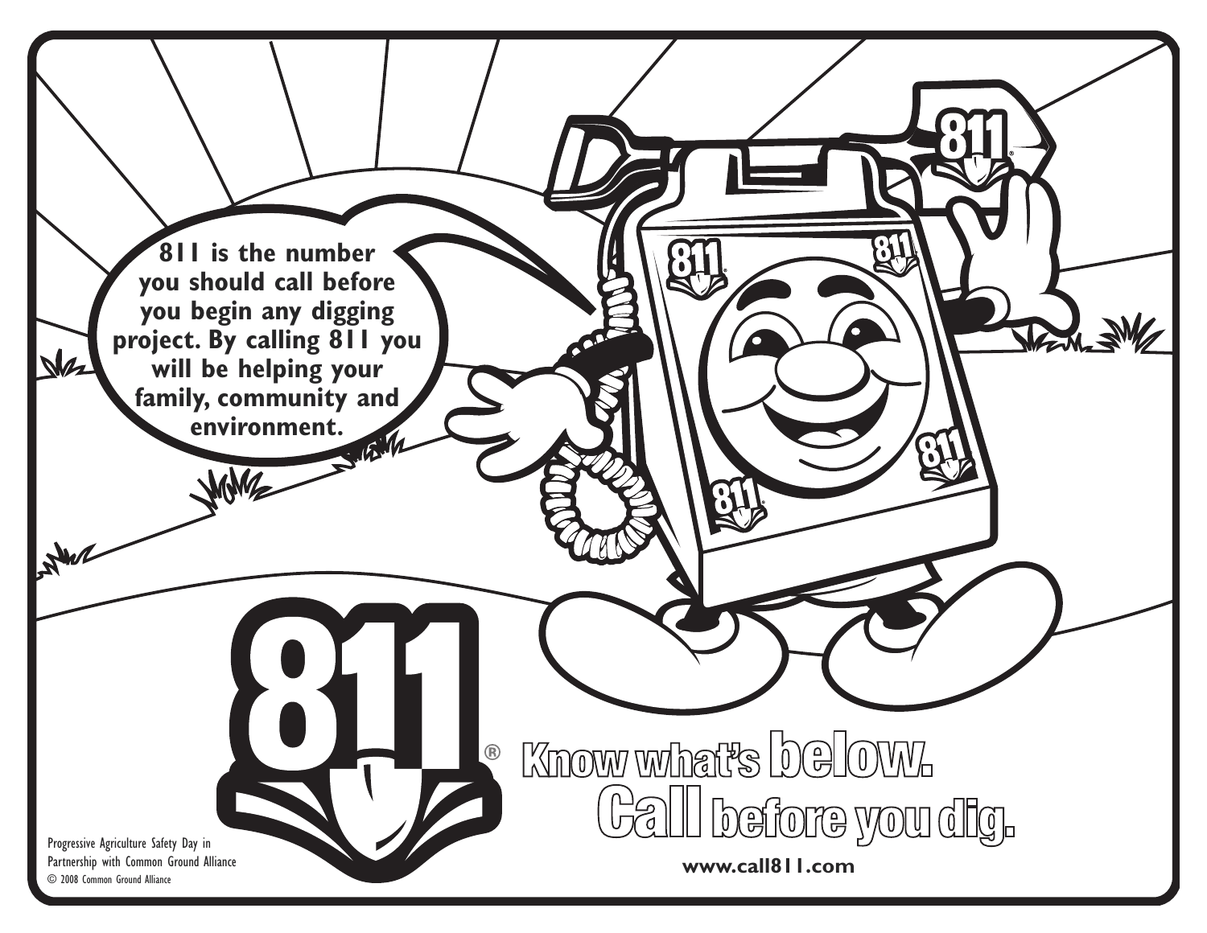811 is the number you should call before you begin any digging project. By calling 811 you will be helping your family, community and environment.

811®

Know what's below.
Call before you dig.

www.call811.com

Progressive Agriculture Safety Day in Partnership with Common Ground Alliance
© 2008 Common Ground Alliance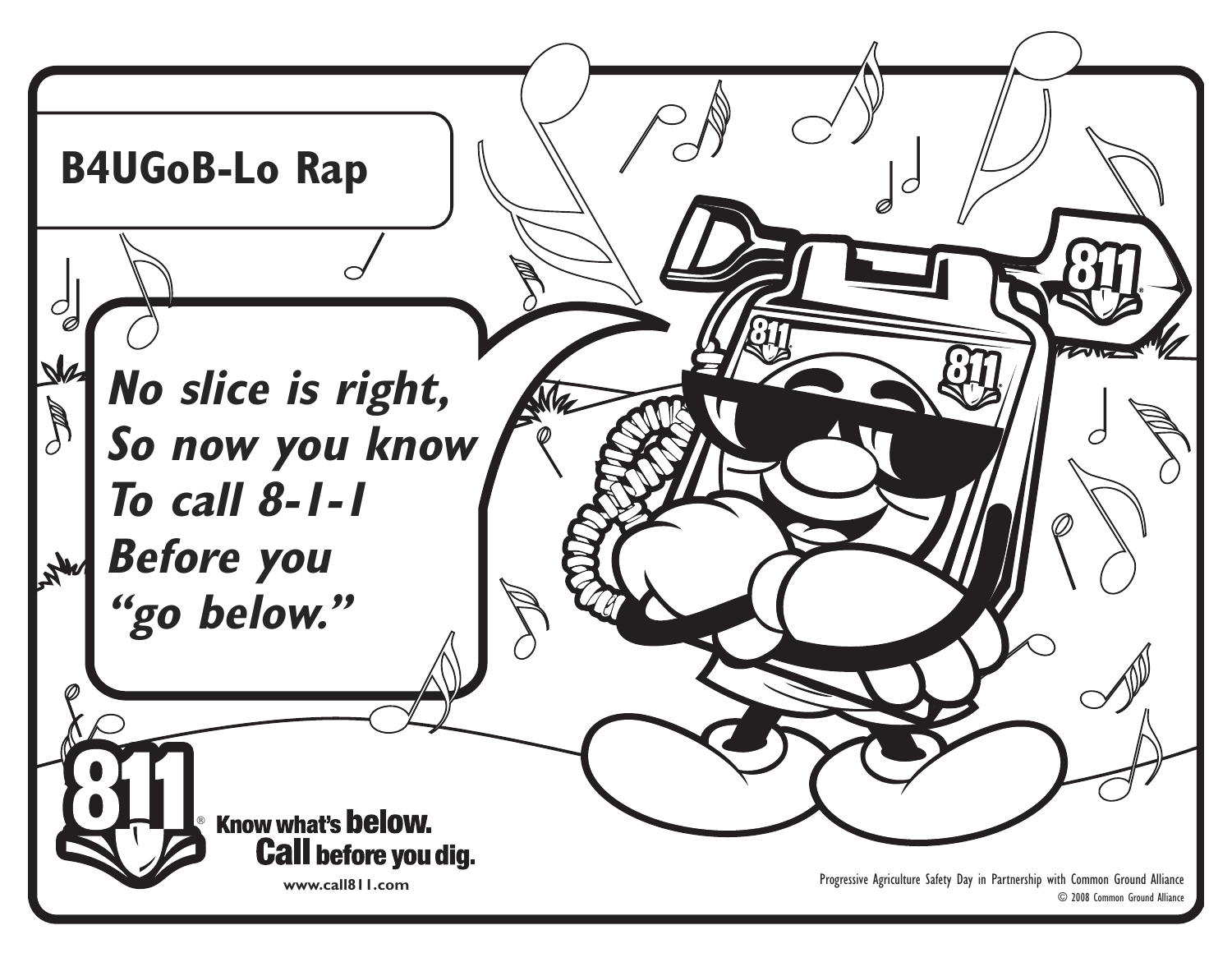# B4UGoB-Lo Rap

*No slice is right,*
*So now you know*
*To call 8-1-1*
*Before you*
*"go below."*

811® Know what's **below.**
**Call** before you dig.

www.call811.com

Progressive Agriculture Safety Day in Partnership with Common Ground Alliance
© 2008 Common Ground Alliance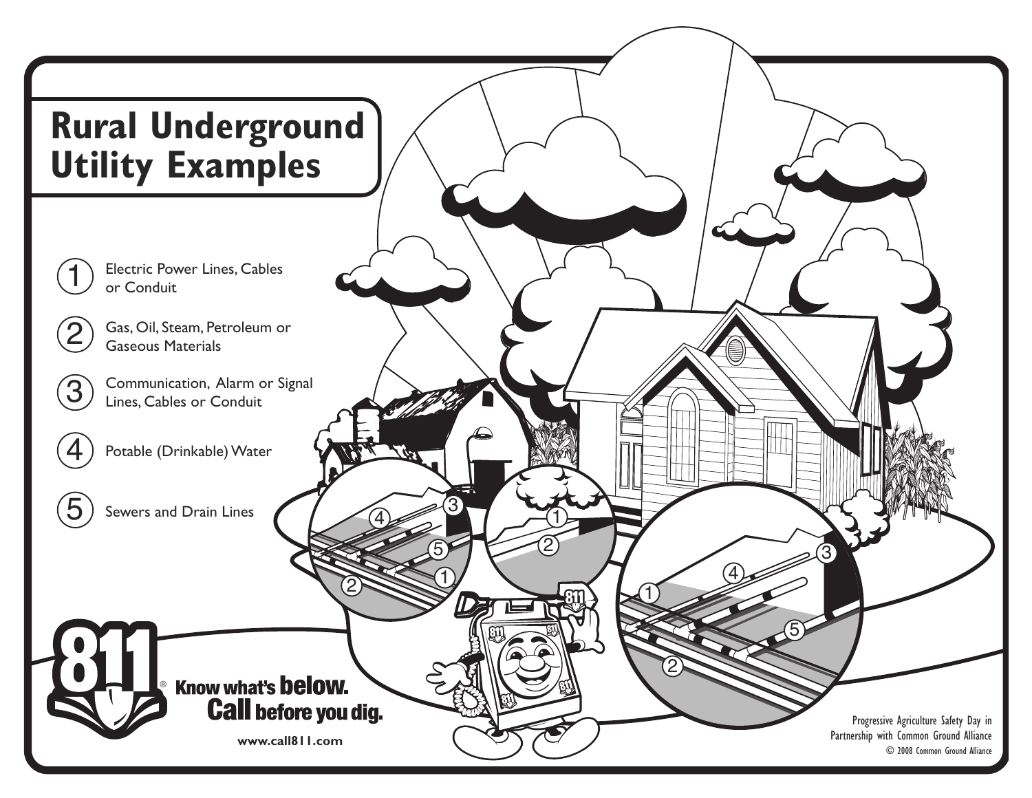# Rural Underground Utility Examples

1. Electric Power Lines, Cables or Conduit
2. Gas, Oil, Steam, Petroleum or Gaseous Materials
3. Communication, Alarm or Signal Lines, Cables or Conduit
4. Potable (Drinkable) Water
5. Sewers and Drain Lines

811® Know what's **below.** **Call** before you dig.

www.call811.com

Progressive Agriculture Safety Day in Partnership with Common Ground Alliance

© 2008 Common Ground Alliance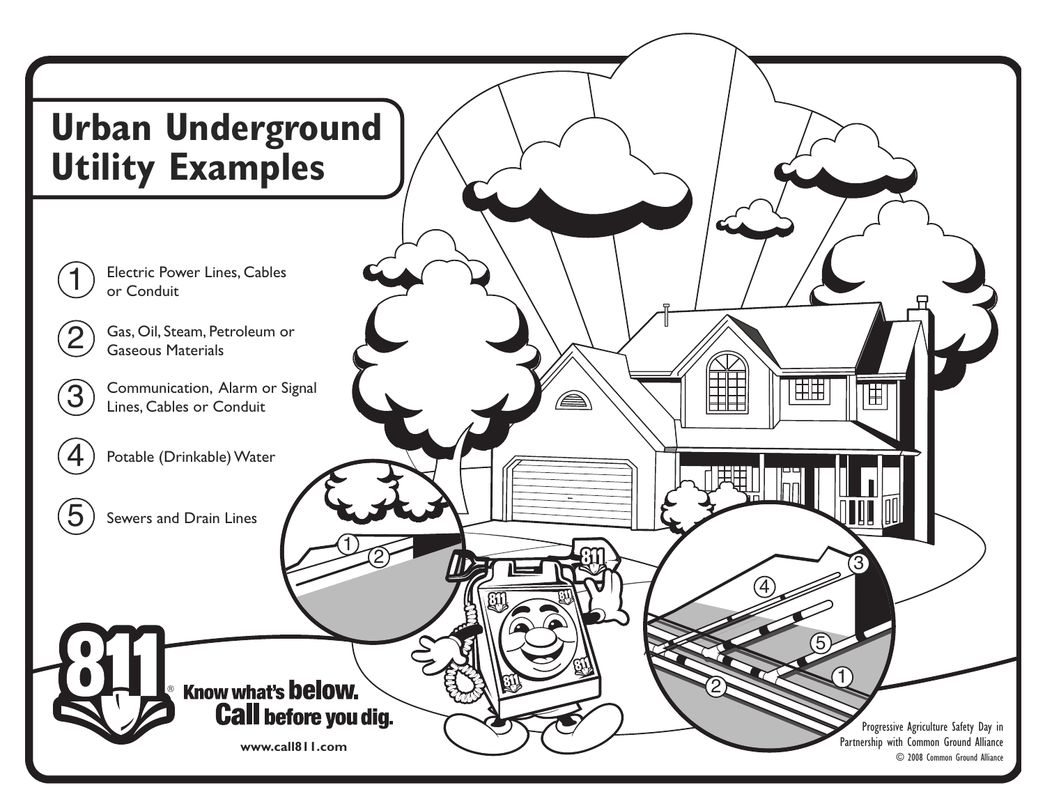# Urban Underground Utility Examples

1. Electric Power Lines, Cables or Conduit
2. Gas, Oil, Steam, Petroleum or Gaseous Materials
3. Communication, Alarm or Signal Lines, Cables or Conduit
4. Potable (Drinkable) Water
5. Sewers and Drain Lines

811® **Know what's below. Call before you dig.**

www.call811.com

Progressive Agriculture Safety Day in Partnership with Common Ground Alliance

© 2008 Common Ground Alliance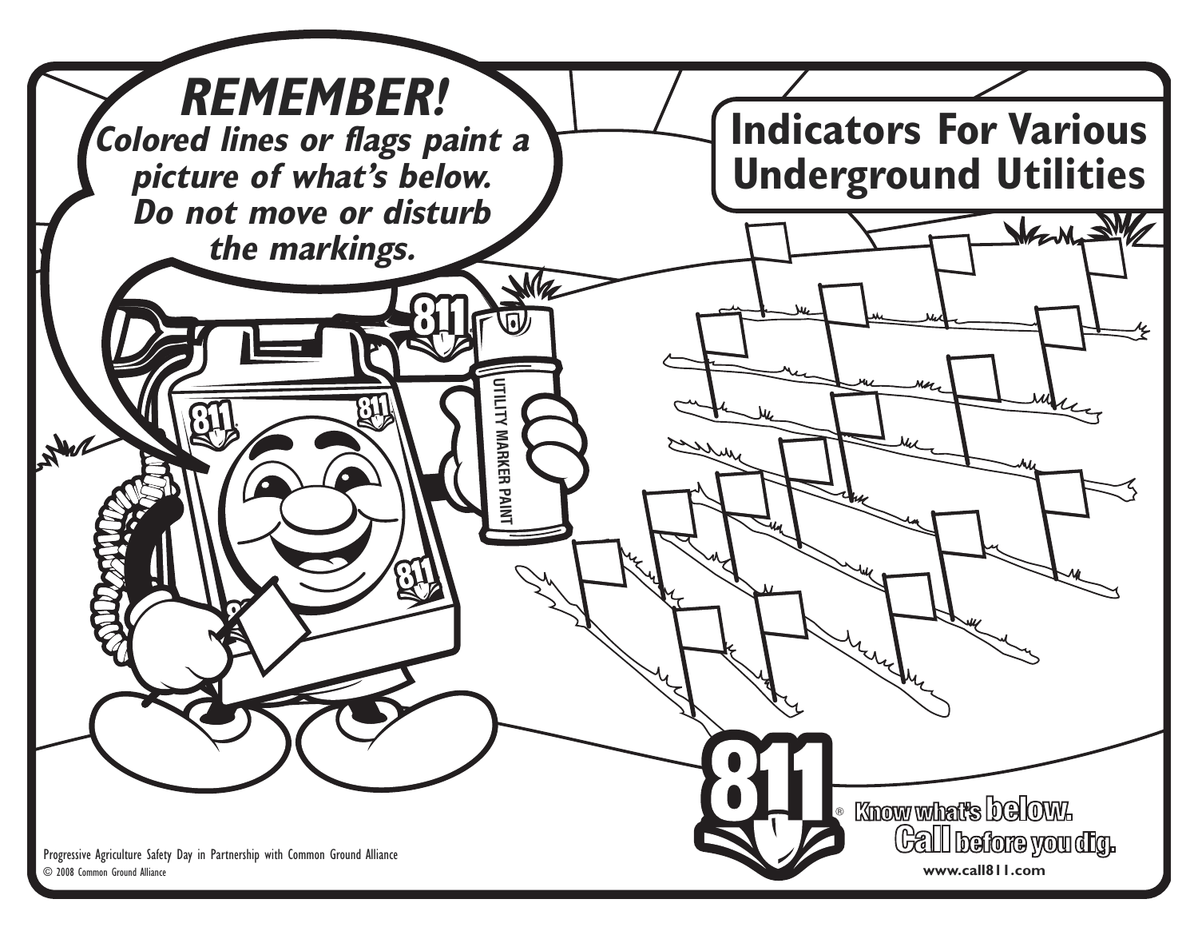**REMEMBER!**
***Colored lines or flags paint a picture of what's below. Do not move or disturb the markings.***

# Indicators For Various Underground Utilities

UTILITY MARKER PAINT

811® Know what's below. Call before you dig.

www.call811.com

Progressive Agriculture Safety Day in Partnership with Common Ground Alliance

© 2008 Common Ground Alliance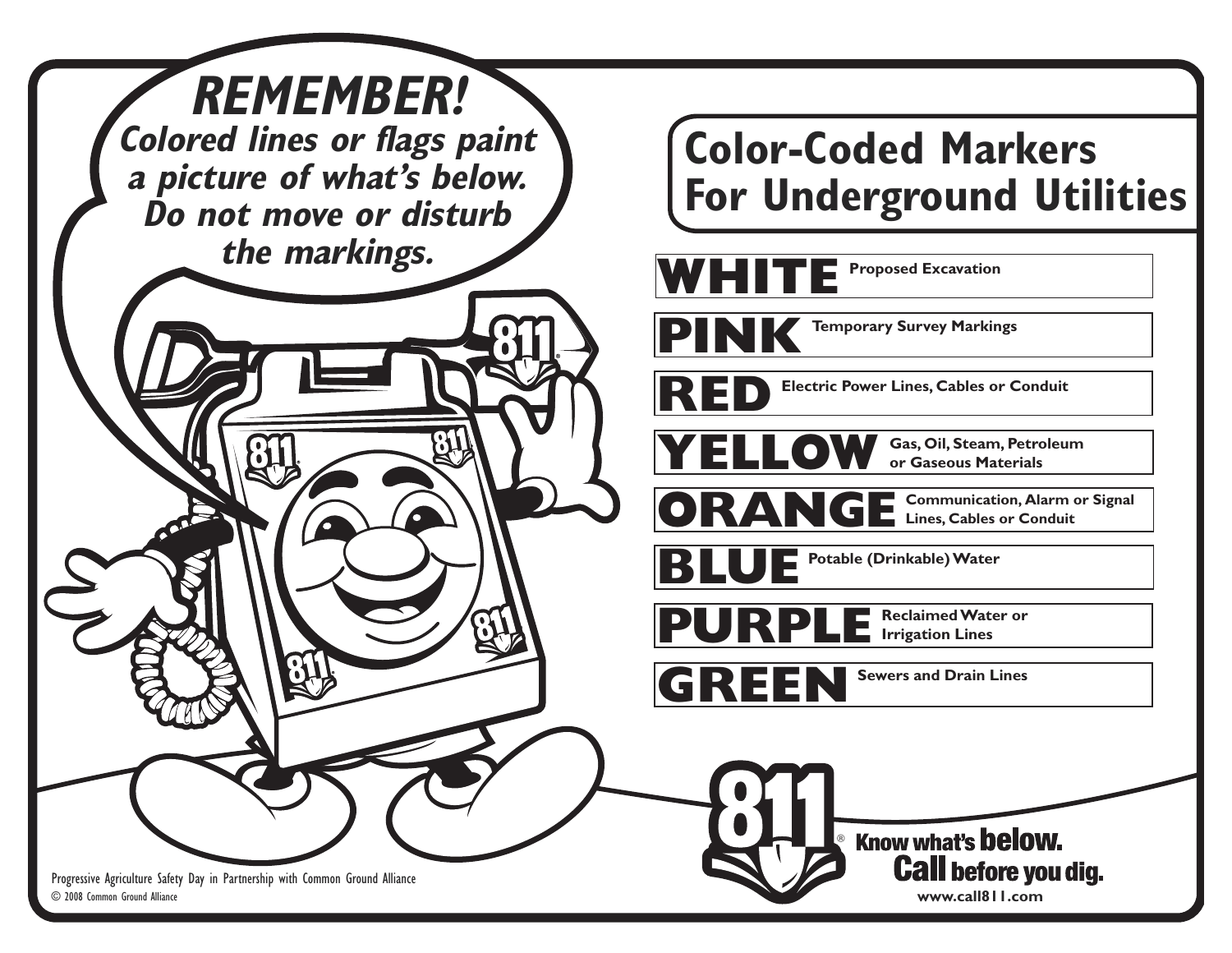**REMEMBER!**
***Colored lines or flags paint a picture of what's below. Do not move or disturb the markings.***

# Color-Coded Markers For Underground Utilities

| Color | Meaning |
| --- | --- |
| **WHITE** | Proposed Excavation |
| **PINK** | Temporary Survey Markings |
| **RED** | Electric Power Lines, Cables or Conduit |
| **YELLOW** | Gas, Oil, Steam, Petroleum or Gaseous Materials |
| **ORANGE** | Communication, Alarm or Signal Lines, Cables or Conduit |
| **BLUE** | Potable (Drinkable) Water |
| **PURPLE** | Reclaimed Water or Irrigation Lines |
| **GREEN** | Sewers and Drain Lines |

811® Know what's **below.** **Call** before you dig.
www.call811.com

Progressive Agriculture Safety Day in Partnership with Common Ground Alliance
© 2008 Common Ground Alliance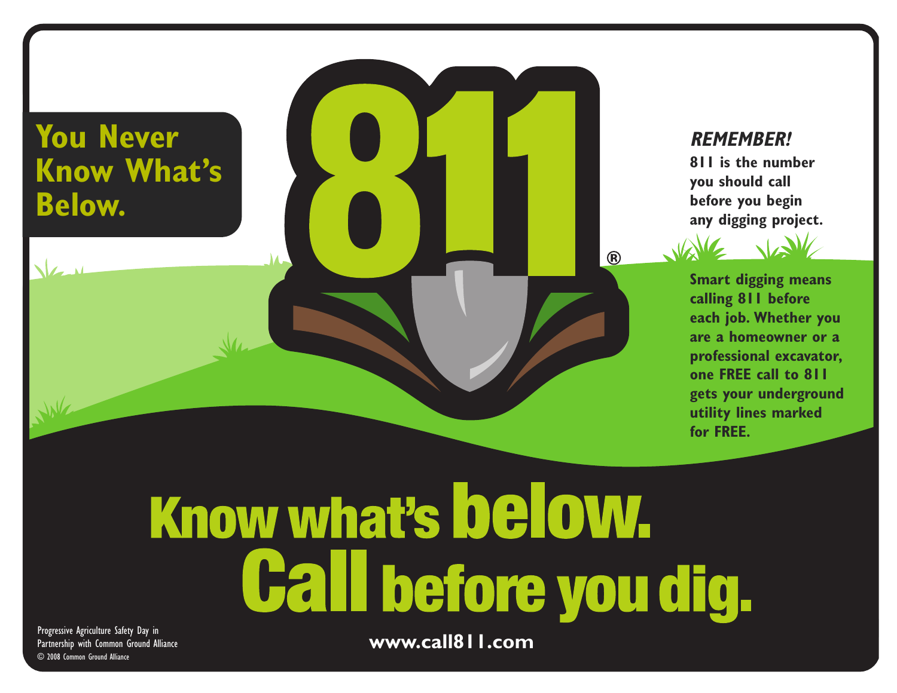## You Never Know What's Below.

# 811®

***REMEMBER!***

**811 is the number you should call before you begin any digging project.**

**Smart digging means calling 811 before each job. Whether you are a homeowner or a professional excavator, one FREE call to 811 gets your underground utility lines marked for FREE.**

# Know what's below. Call before you dig.

**www.call811.com**

Progressive Agriculture Safety Day in Partnership with Common Ground Alliance
© 2008 Common Ground Alliance